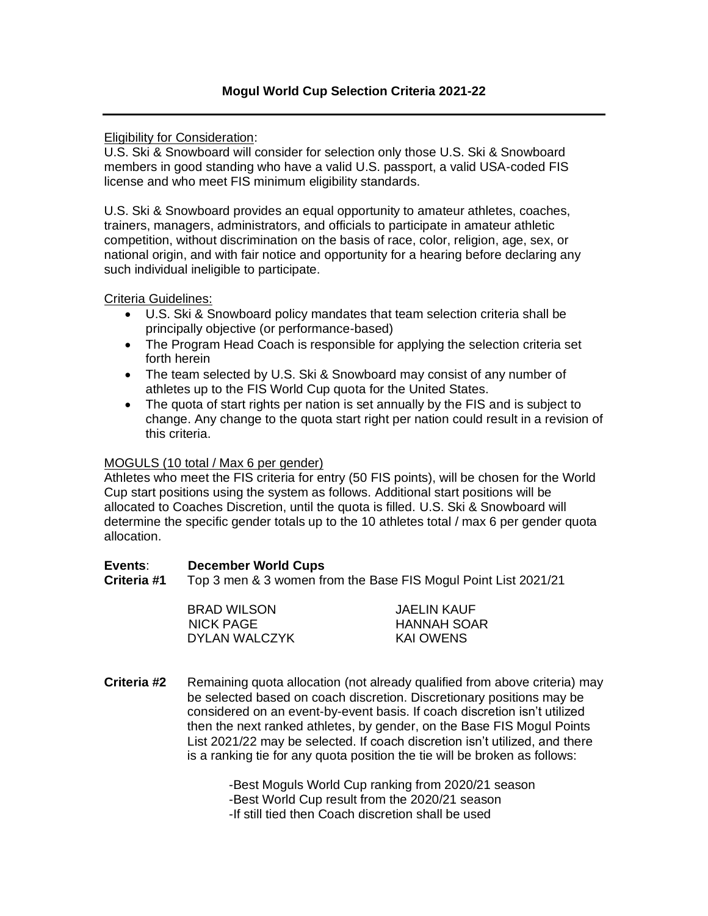# Mogul World Cup Selection Criteria 2021-22

---

Eligibility for Consideration:

U.S. Ski & Snowboard will consider for selection only those U.S. Ski & Snowboard members in good standing who have a valid U.S. passport, a valid USA-coded FIS license and who meet FIS minimum eligibility standards.

U.S. Ski & Snowboard provides an equal opportunity to amateur athletes, coaches, trainers, managers, administrators, and officials to participate in amateur athletic competition, without discrimination on the basis of race, color, religion, age, sex, or national origin, and with fair notice and opportunity for a hearing before declaring any such individual ineligible to participate.

Criteria Guidelines:

- U.S. Ski & Snowboard policy mandates that team selection criteria shall be principally objective (or performance-based)
- The Program Head Coach is responsible for applying the selection criteria set forth herein
- The team selected by U.S. Ski & Snowboard may consist of any number of athletes up to the FIS World Cup quota for the United States.
- The quota of start rights per nation is set annually by the FIS and is subject to change. Any change to the quota start right per nation could result in a revision of this criteria.

MOGULS (10 total / Max 6 per gender)

Athletes who meet the FIS criteria for entry (50 FIS points), will be chosen for the World Cup start positions using the system as follows. Additional start positions will be allocated to Coaches Discretion, until the quota is filled. U.S. Ski & Snowboard will determine the specific gender totals up to the 10 athletes total / max 6 per gender quota allocation.

**Events**: **December World Cups**

**Criteria #1** Top 3 men & 3 women from the Base FIS Mogul Point List 2021/21

| | |
|---|---|
| BRAD WILSON | JAELIN KAUF |
| NICK PAGE | HANNAH SOAR |
| DYLAN WALCZYK | KAI OWENS |

**Criteria #2** Remaining quota allocation (not already qualified from above criteria) may be selected based on coach discretion. Discretionary positions may be considered on an event-by-event basis. If coach discretion isn't utilized then the next ranked athletes, by gender, on the Base FIS Mogul Points List 2021/22 may be selected. If coach discretion isn't utilized, and there is a ranking tie for any quota position the tie will be broken as follows:

-Best Moguls World Cup ranking from 2020/21 season
-Best World Cup result from the 2020/21 season
-If still tied then Coach discretion shall be used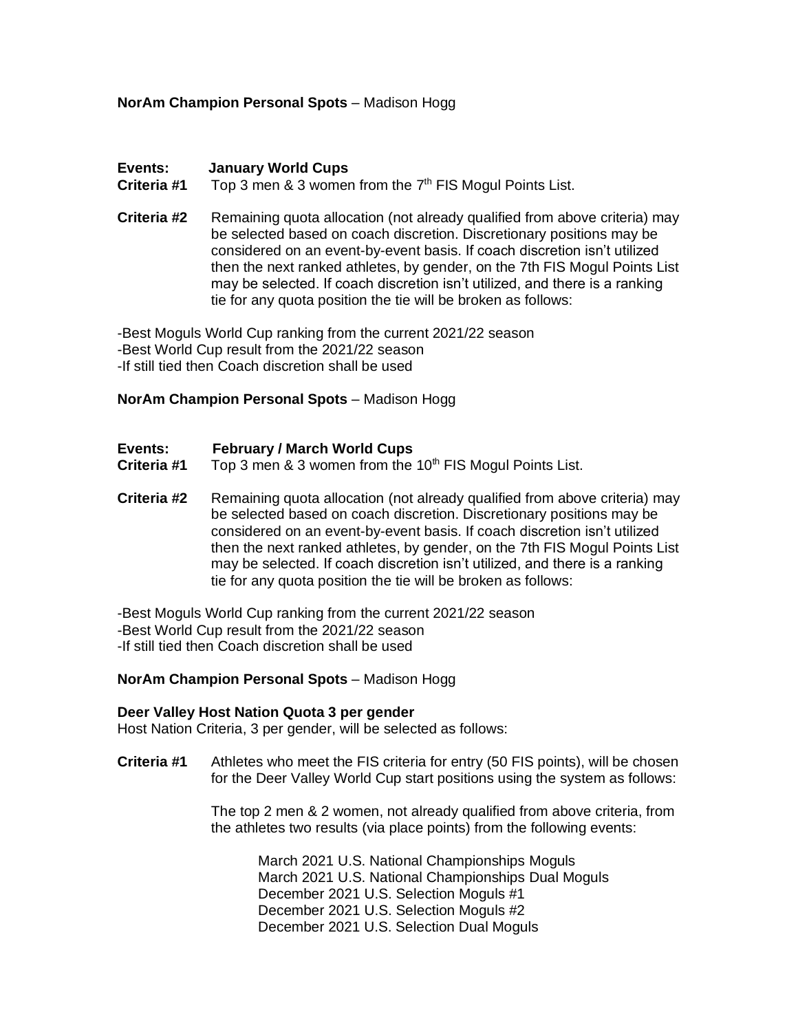**NorAm Champion Personal Spots** – Madison Hogg

**Events:** **January World Cups**

**Criteria #1** Top 3 men & 3 women from the 7th FIS Mogul Points List.

**Criteria #2** Remaining quota allocation (not already qualified from above criteria) may be selected based on coach discretion. Discretionary positions may be considered on an event-by-event basis. If coach discretion isn't utilized then the next ranked athletes, by gender, on the 7th FIS Mogul Points List may be selected. If coach discretion isn't utilized, and there is a ranking tie for any quota position the tie will be broken as follows:

-Best Moguls World Cup ranking from the current 2021/22 season
-Best World Cup result from the 2021/22 season
-If still tied then Coach discretion shall be used

**NorAm Champion Personal Spots** – Madison Hogg

**Events:** **February / March World Cups**

**Criteria #1** Top 3 men & 3 women from the 10th FIS Mogul Points List.

**Criteria #2** Remaining quota allocation (not already qualified from above criteria) may be selected based on coach discretion. Discretionary positions may be considered on an event-by-event basis. If coach discretion isn't utilized then the next ranked athletes, by gender, on the 7th FIS Mogul Points List may be selected. If coach discretion isn't utilized, and there is a ranking tie for any quota position the tie will be broken as follows:

-Best Moguls World Cup ranking from the current 2021/22 season
-Best World Cup result from the 2021/22 season
-If still tied then Coach discretion shall be used

**NorAm Champion Personal Spots** – Madison Hogg

**Deer Valley Host Nation Quota 3 per gender**

Host Nation Criteria, 3 per gender, will be selected as follows:

**Criteria #1** Athletes who meet the FIS criteria for entry (50 FIS points), will be chosen for the Deer Valley World Cup start positions using the system as follows:

The top 2 men & 2 women, not already qualified from above criteria, from the athletes two results (via place points) from the following events:

March 2021 U.S. National Championships Moguls
March 2021 U.S. National Championships Dual Moguls
December 2021 U.S. Selection Moguls #1
December 2021 U.S. Selection Moguls #2
December 2021 U.S. Selection Dual Moguls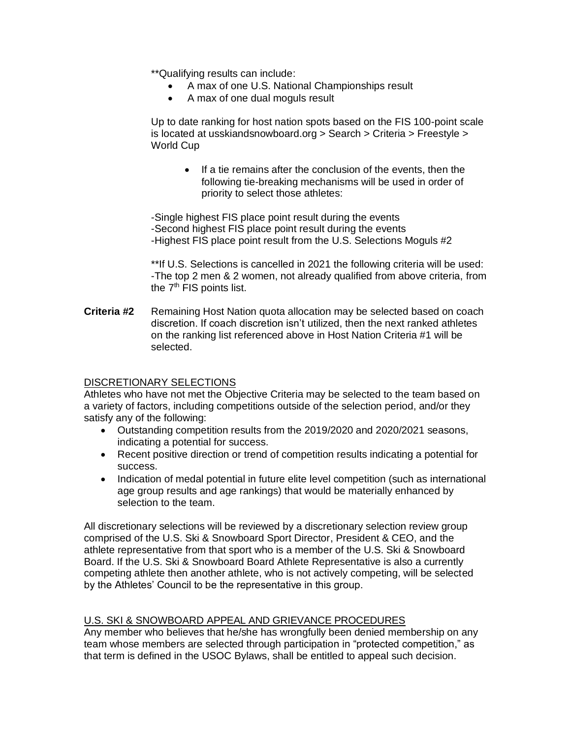**Qualifying results can include:

- A max of one U.S. National Championships result
- A max of one dual moguls result

Up to date ranking for host nation spots based on the FIS 100-point scale is located at usskiandsnowboard.org > Search > Criteria > Freestyle > World Cup

- If a tie remains after the conclusion of the events, then the following tie-breaking mechanisms will be used in order of priority to select those athletes:

-Single highest FIS place point result during the events
-Second highest FIS place point result during the events
-Highest FIS place point result from the U.S. Selections Moguls #2

**If U.S. Selections is cancelled in 2021 the following criteria will be used:
-The top 2 men & 2 women, not already qualified from above criteria, from the 7th FIS points list.

**Criteria #2** Remaining Host Nation quota allocation may be selected based on coach discretion. If coach discretion isn't utilized, then the next ranked athletes on the ranking list referenced above in Host Nation Criteria #1 will be selected.

## DISCRETIONARY SELECTIONS

Athletes who have not met the Objective Criteria may be selected to the team based on a variety of factors, including competitions outside of the selection period, and/or they satisfy any of the following:

- Outstanding competition results from the 2019/2020 and 2020/2021 seasons, indicating a potential for success.
- Recent positive direction or trend of competition results indicating a potential for success.
- Indication of medal potential in future elite level competition (such as international age group results and age rankings) that would be materially enhanced by selection to the team.

All discretionary selections will be reviewed by a discretionary selection review group comprised of the U.S. Ski & Snowboard Sport Director, President & CEO, and the athlete representative from that sport who is a member of the U.S. Ski & Snowboard Board. If the U.S. Ski & Snowboard Board Athlete Representative is also a currently competing athlete then another athlete, who is not actively competing, will be selected by the Athletes' Council to be the representative in this group.

## U.S. SKI & SNOWBOARD APPEAL AND GRIEVANCE PROCEDURES

Any member who believes that he/she has wrongfully been denied membership on any team whose members are selected through participation in "protected competition," as that term is defined in the USOC Bylaws, shall be entitled to appeal such decision.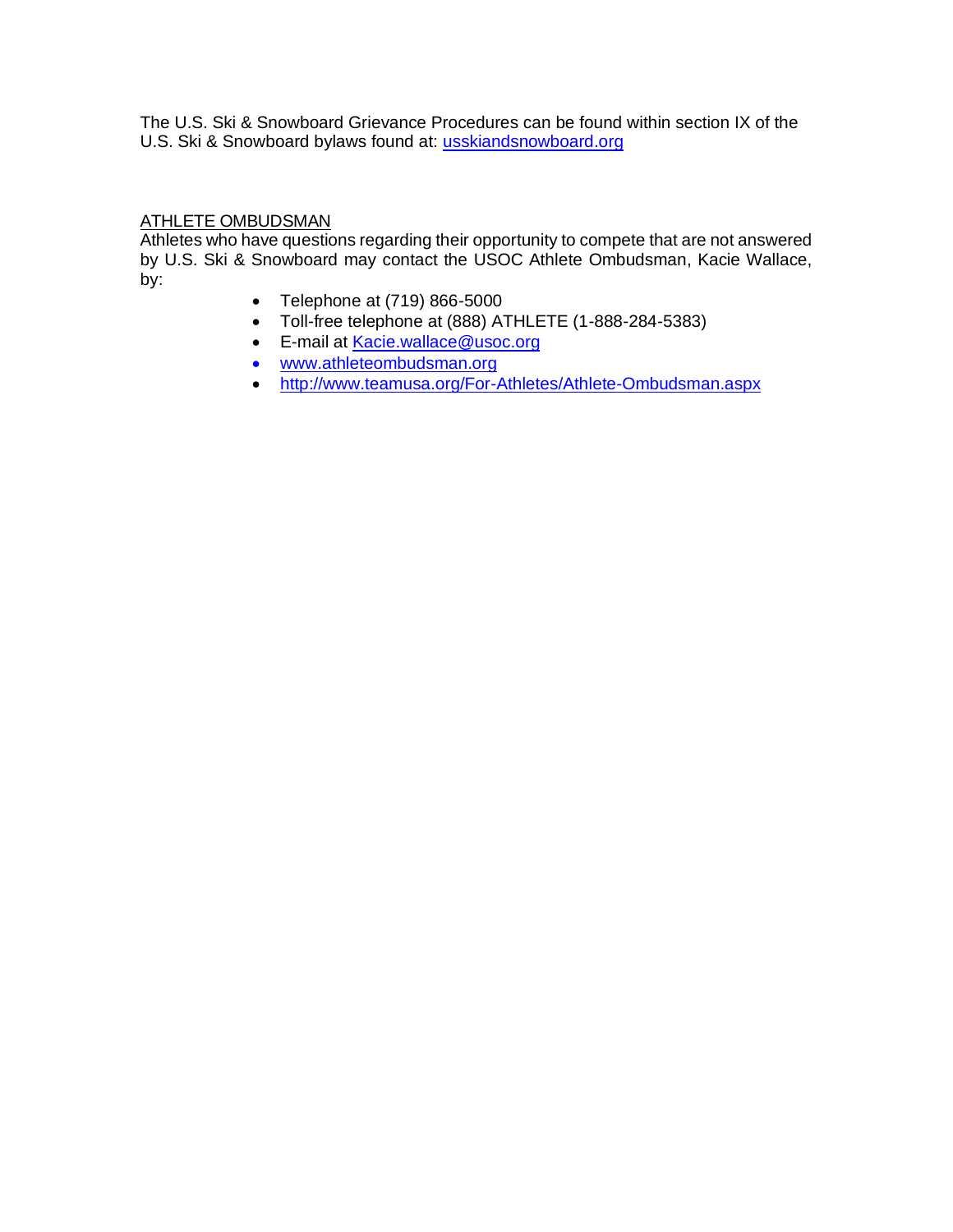The U.S. Ski & Snowboard Grievance Procedures can be found within section IX of the U.S. Ski & Snowboard bylaws found at: [usskiandsnowboard.org](usskiandsnowboard.org)

<u>ATHLETE OMBUDSMAN</u>

Athletes who have questions regarding their opportunity to compete that are not answered by U.S. Ski & Snowboard may contact the USOC Athlete Ombudsman, Kacie Wallace, by:

- Telephone at (719) 866-5000
- Toll-free telephone at (888) ATHLETE (1-888-284-5383)
- E-mail at [Kacie.wallace@usoc.org](mailto:Kacie.wallace@usoc.org)
- [www.athleteombudsman.org](www.athleteombudsman.org)
- [http://www.teamusa.org/For-Athletes/Athlete-Ombudsman.aspx](http://www.teamusa.org/For-Athletes/Athlete-Ombudsman.aspx)